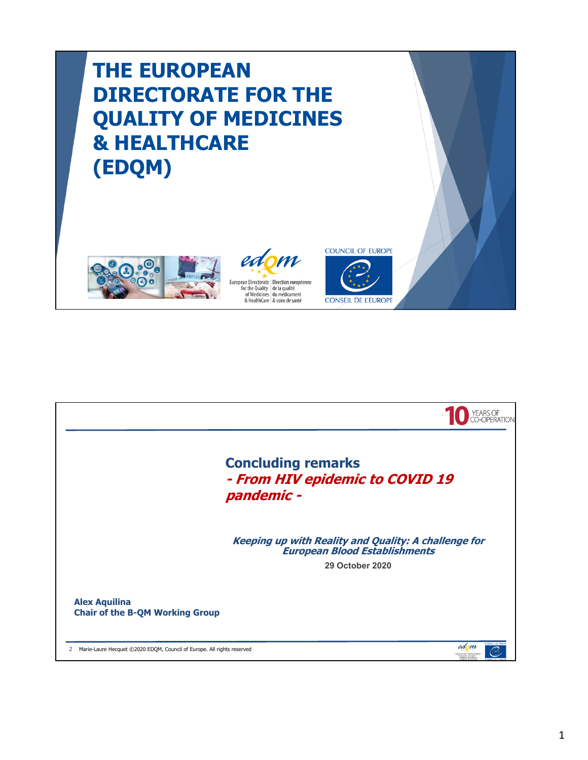# THE EUROPEAN DIRECTORATE FOR THE QUALITY OF MEDICINES & HEALTHCARE (EDQM)

European Directorate for the Quality of Medicines & HealthCare | Direction européenne de la qualité du médicament & soins de santé

COUNCIL OF EUROPE

CONSEIL DE L'EUROPE

---

10 YEARS OF CO-OPERATION

## Concluding remarks

## *- From HIV epidemic to COVID 19 pandemic -*

***Keeping up with Reality and Quality: A challenge for European Blood Establishments***

**29 October 2020**

**Alex Aquilina**
**Chair of the B-QM Working Group**

Marie-Laure Hecquet ©2020 EDQM, Council of Europe. All rights reserved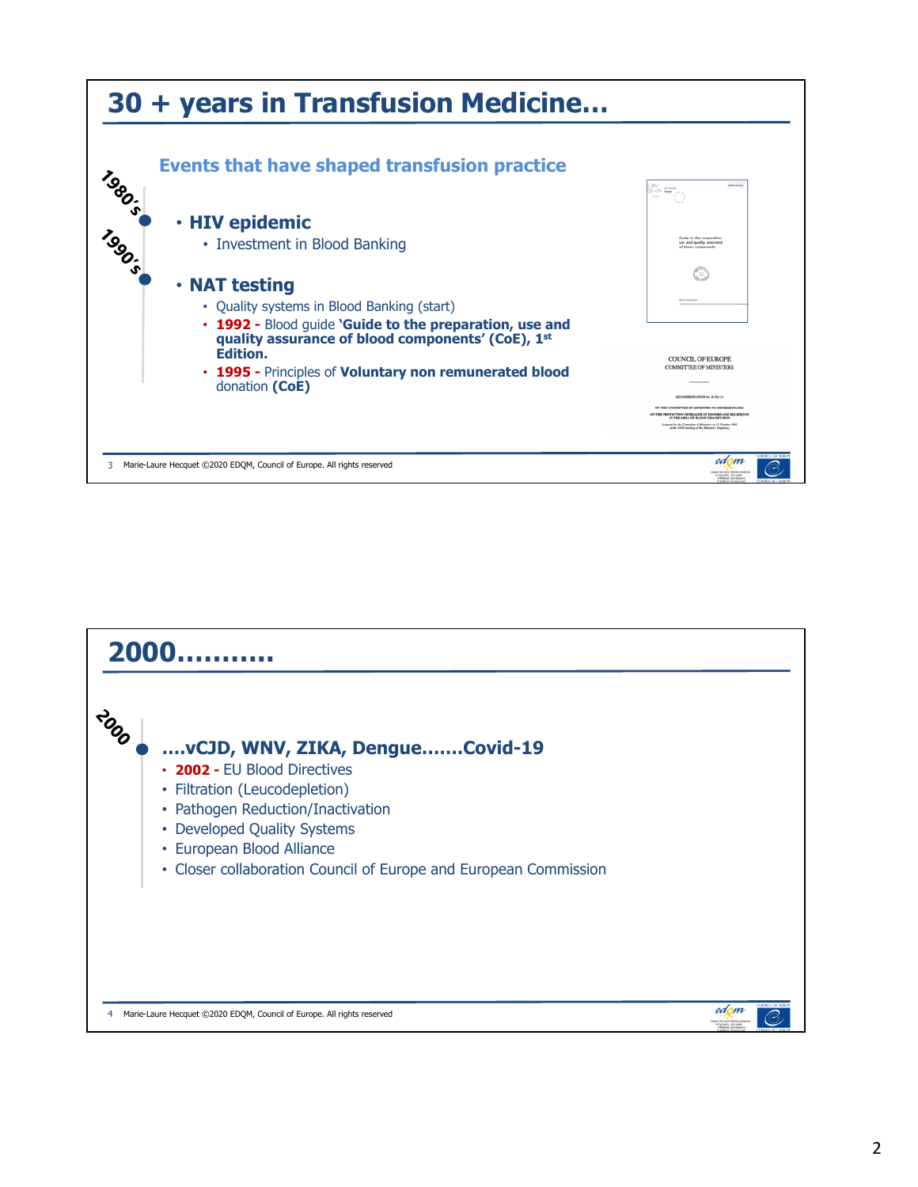# 30 + years in Transfusion Medicine…

## Events that have shaped transfusion practice

1980's

- **HIV epidemic**
  - Investment in Blood Banking

1990's

- **NAT testing**
  - Quality systems in Blood Banking (start)
  - **1992 -** Blood guide **'Guide to the preparation, use and quality assurance of blood components' (CoE), 1st Edition.**
  - **1995 -** Principles of **Voluntary non remunerated blood** donation **(CoE)**

# 2000………..

2000

**….vCJD, WNV, ZIKA, Dengue…….Covid-19**

- **2002 -** EU Blood Directives
- Filtration (Leucodepletion)
- Pathogen Reduction/Inactivation
- Developed Quality Systems
- European Blood Alliance
- Closer collaboration Council of Europe and European Commission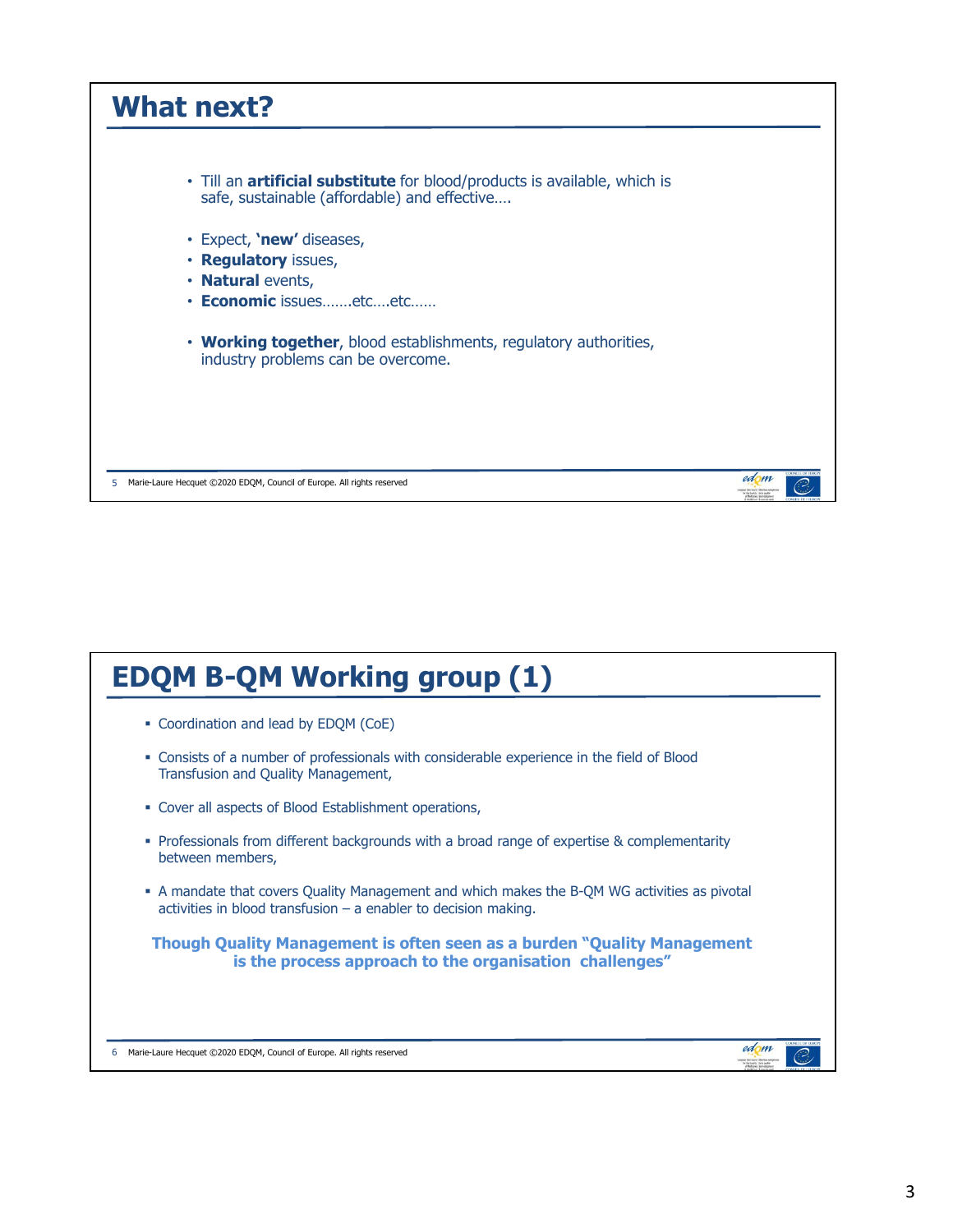## What next?

- Till an **artificial substitute** for blood/products is available, which is safe, sustainable (affordable) and effective….

- Expect, **'new'** diseases,
- **Regulatory** issues,
- **Natural** events,
- **Economic** issues…….etc….etc……

- **Working together**, blood establishments, regulatory authorities, industry problems can be overcome.

## EDQM B-QM Working group (1)

- Coordination and lead by EDQM (CoE)

- Consists of a number of professionals with considerable experience in the field of Blood Transfusion and Quality Management,

- Cover all aspects of Blood Establishment operations,

- Professionals from different backgrounds with a broad range of expertise & complementarity between members,

- A mandate that covers Quality Management and which makes the B-QM WG activities as pivotal activities in blood transfusion – a enabler to decision making.

**Though Quality Management is often seen as a burden "Quality Management is the process approach to the organisation challenges"**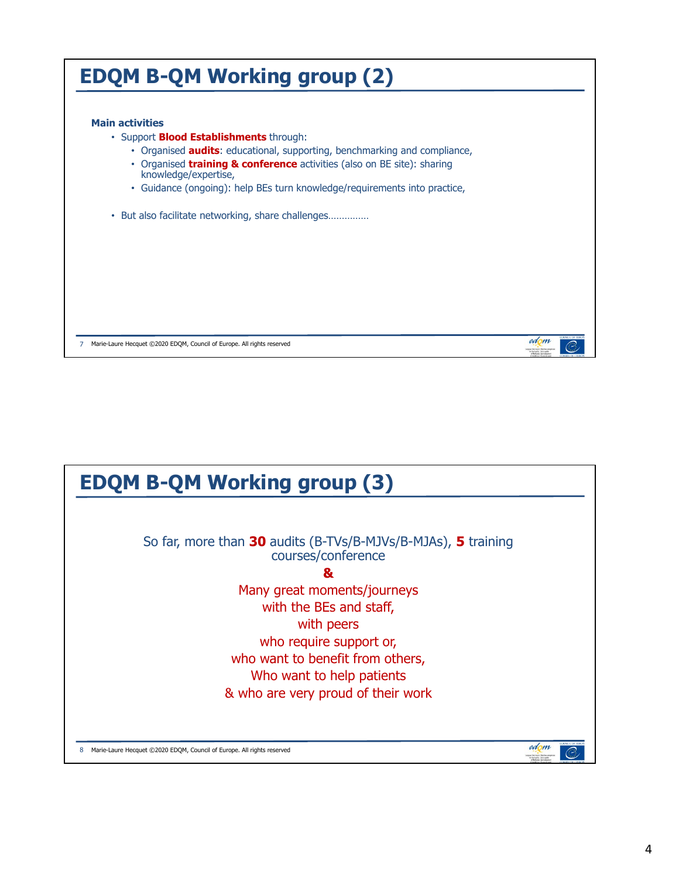# EDQM B-QM Working group (2)

**Main activities**

- Support **Blood Establishments** through:
  - Organised **audits**: educational, supporting, benchmarking and compliance,
  - Organised **training & conference** activities (also on BE site): sharing knowledge/expertise,
  - Guidance (ongoing): help BEs turn knowledge/requirements into practice,

- But also facilitate networking, share challenges……………

# EDQM B-QM Working group (3)

So far, more than **30** audits (B-TVs/B-MJVs/B-MJAs), **5** training courses/conference

**&**

Many great moments/journeys
with the BEs and staff,
with peers
who require support or,
who want to benefit from others,
Who want to help patients
& who are very proud of their work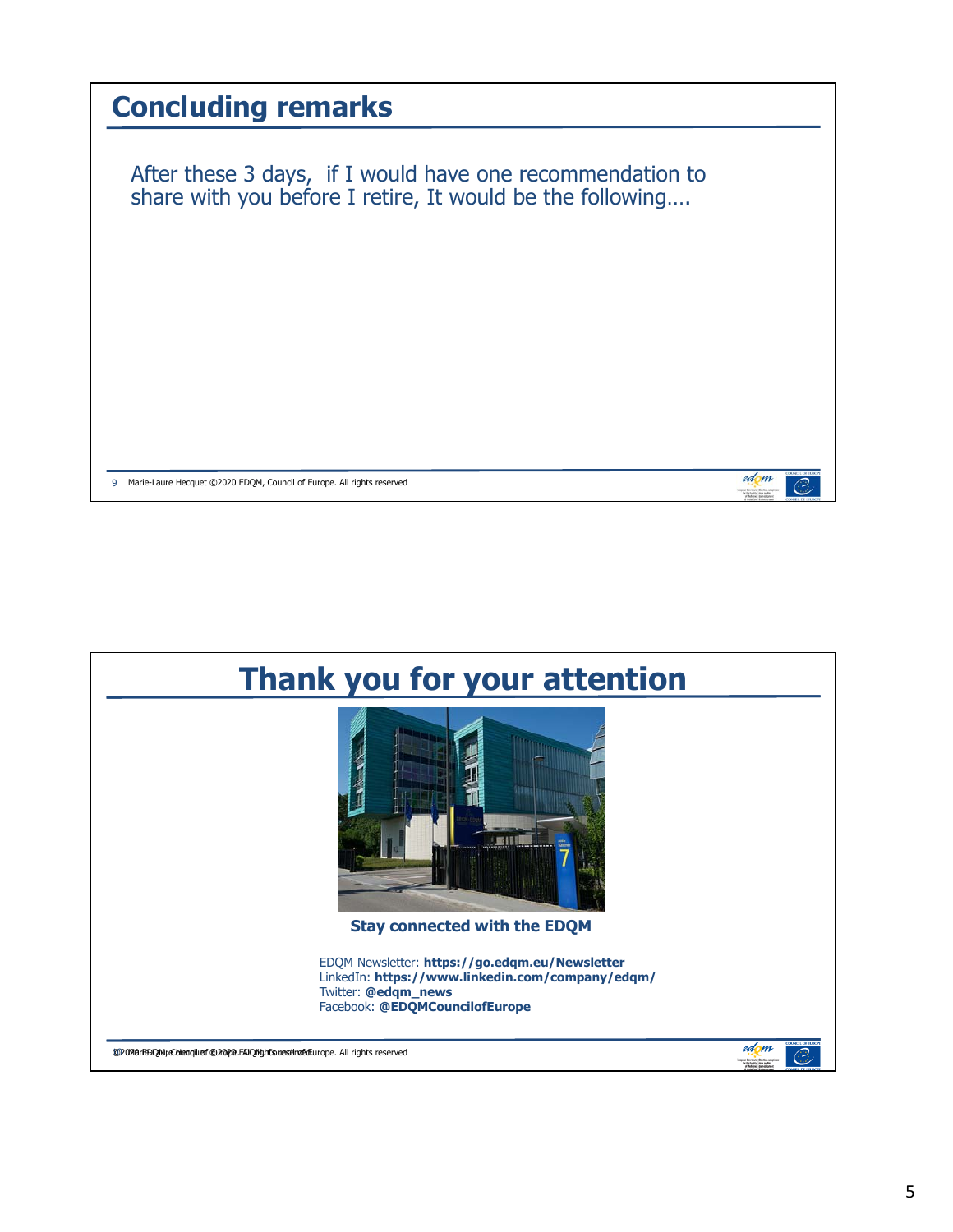## Concluding remarks

After these 3 days, if I would have one recommendation to share with you before I retire, It would be the following….

## Thank you for your attention

**Stay connected with the EDQM**

EDQM Newsletter: **https://go.edqm.eu/Newsletter**
LinkedIn: **https://www.linkedin.com/company/edqm/**
Twitter: **@edqm_news**
Facebook: **@EDQMCouncilofEurope**